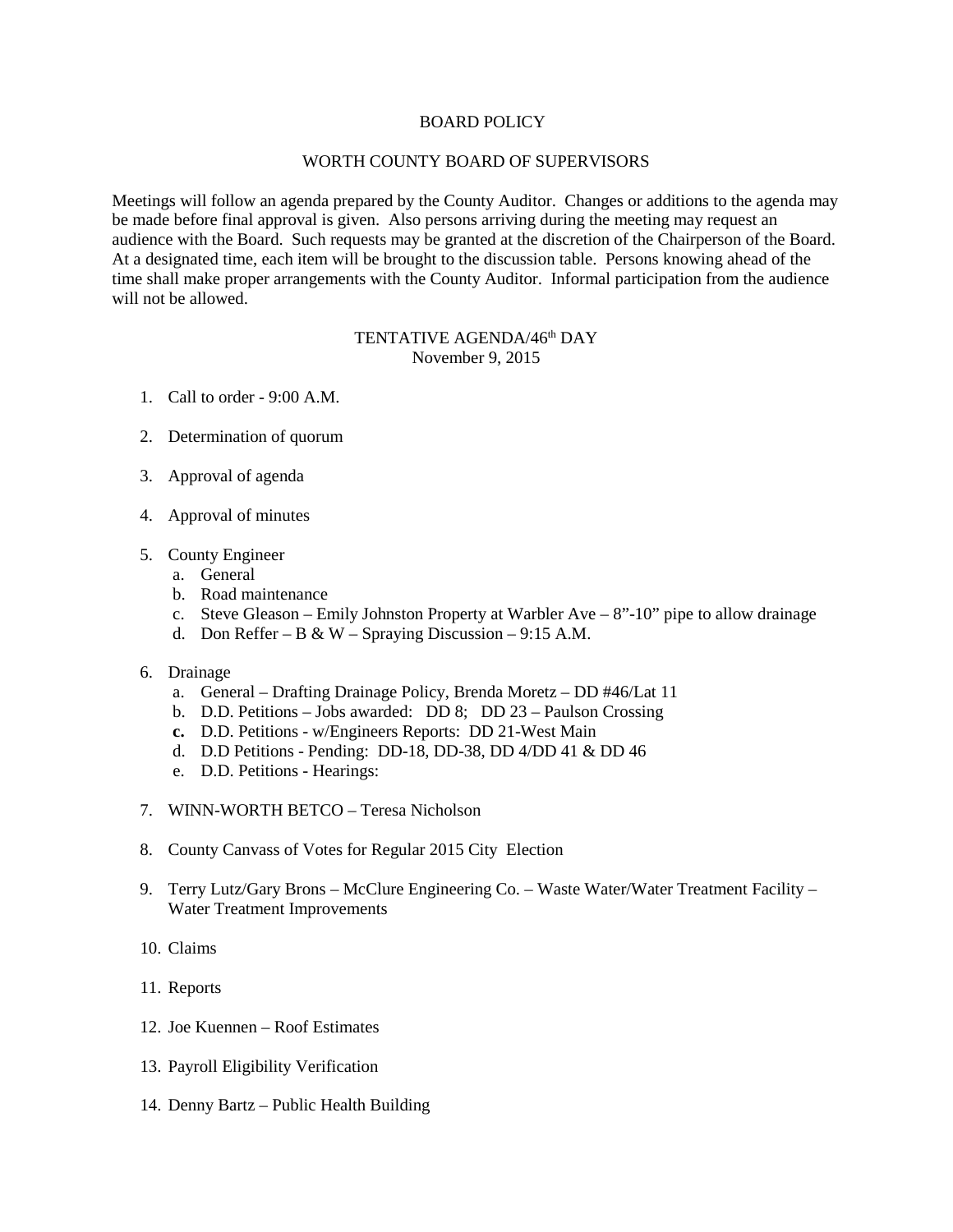# BOARD POLICY

## WORTH COUNTY BOARD OF SUPERVISORS

Meetings will follow an agenda prepared by the County Auditor. Changes or additions to the agenda may be made before final approval is given. Also persons arriving during the meeting may request an audience with the Board. Such requests may be granted at the discretion of the Chairperson of the Board. At a designated time, each item will be brought to the discussion table. Persons knowing ahead of the time shall make proper arrangements with the County Auditor. Informal participation from the audience will not be allowed.

### TENTATIVE AGENDA/46th DAY
November 9, 2015

1. Call to order - 9:00 A.M.

2. Determination of quorum

3. Approval of agenda

4. Approval of minutes

5. County Engineer
   a. General
   b. Road maintenance
   c. Steve Gleason – Emily Johnston Property at Warbler Ave – 8”-10” pipe to allow drainage
   d. Don Reffer – B & W – Spraying Discussion – 9:15 A.M.

6. Drainage
   a. General – Drafting Drainage Policy, Brenda Moretz – DD #46/Lat 11
   b. D.D. Petitions – Jobs awarded: DD 8; DD 23 – Paulson Crossing
   **c.** D.D. Petitions - w/Engineers Reports: DD 21-West Main
   d. D.D Petitions - Pending: DD-18, DD-38, DD 4/DD 41 & DD 46
   e. D.D. Petitions - Hearings:

7. WINN-WORTH BETCO – Teresa Nicholson

8. County Canvass of Votes for Regular 2015 City Election

9. Terry Lutz/Gary Brons – McClure Engineering Co. – Waste Water/Water Treatment Facility – Water Treatment Improvements

10. Claims

11. Reports

12. Joe Kuennen – Roof Estimates

13. Payroll Eligibility Verification

14. Denny Bartz – Public Health Building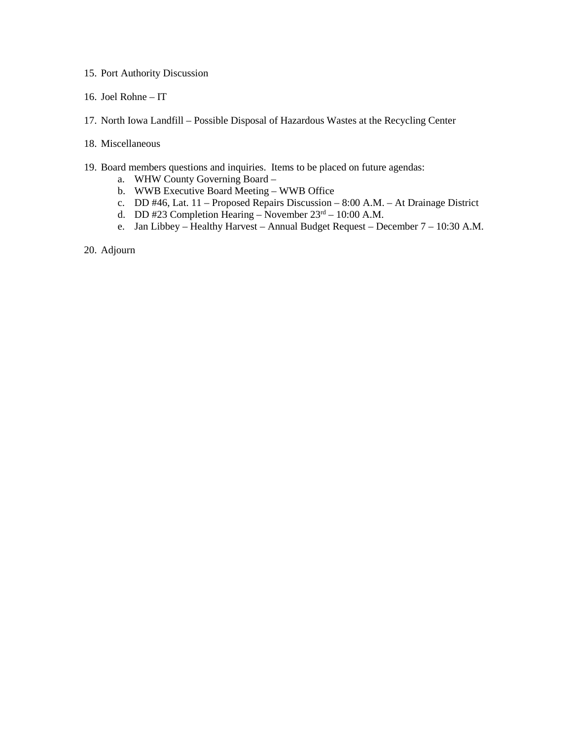15. Port Authority Discussion

16. Joel Rohne – IT

17. North Iowa Landfill – Possible Disposal of Hazardous Wastes at the Recycling Center

18. Miscellaneous

19. Board members questions and inquiries. Items to be placed on future agendas:
    a. WHW County Governing Board –
    b. WWB Executive Board Meeting – WWB Office
    c. DD #46, Lat. 11 – Proposed Repairs Discussion – 8:00 A.M. – At Drainage District
    d. DD #23 Completion Hearing – November 23rd – 10:00 A.M.
    e. Jan Libbey – Healthy Harvest – Annual Budget Request – December 7 – 10:30 A.M.

20. Adjourn